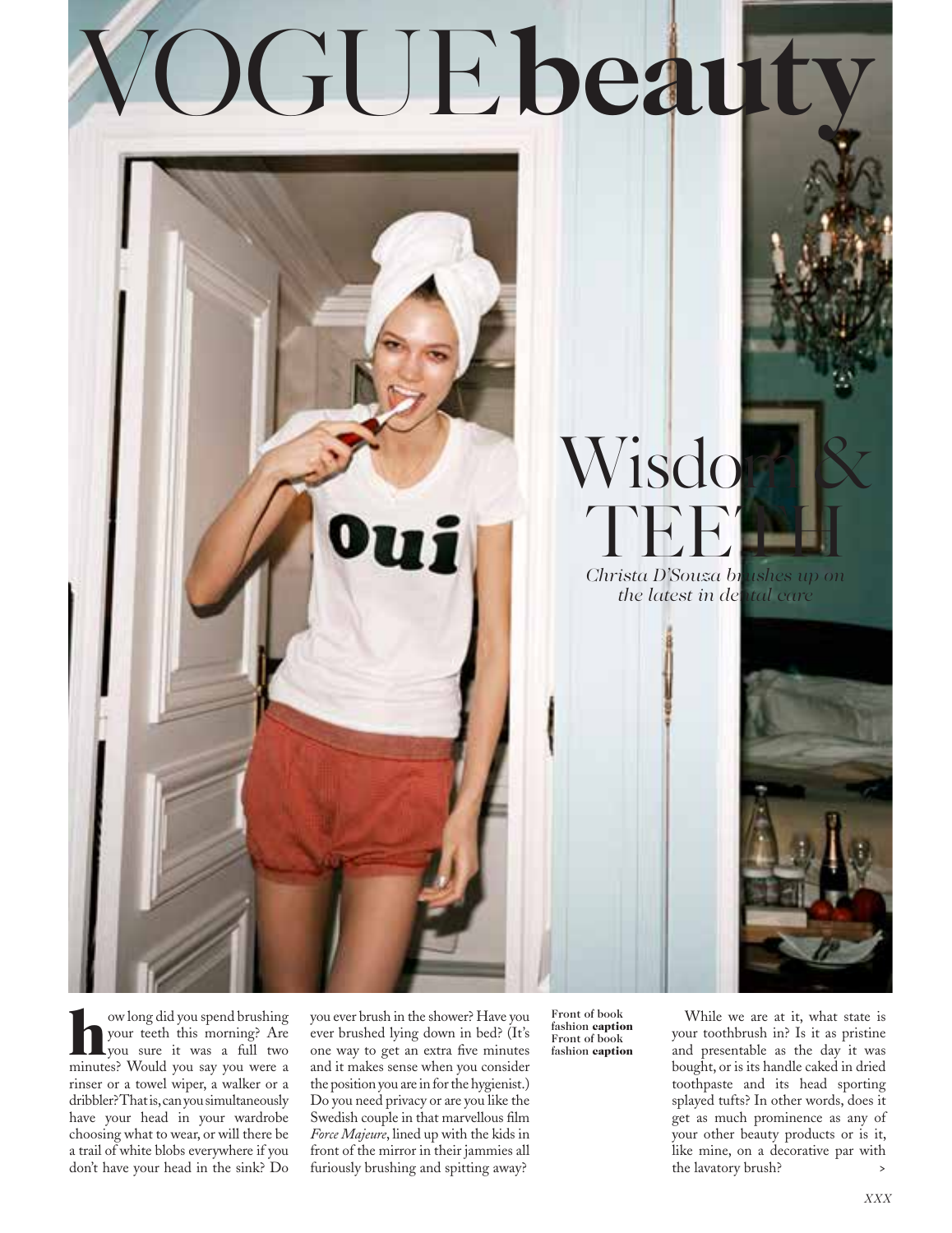# VOGUE beauty

## Wisdom & TEETH

*Christa D'Souza brushes up on the latest in dental care*

**h**ow long did you spend brushing your teeth this morning? Are you sure it was a full two minutes? Would you say you were a rinser or a towel wiper, a walker or a dribbler? That is, can you simultaneously have your head in your wardrobe choosing what to wear, or will there be a trail of white blobs everywhere if you don't have your head in the sink? Do you ever brush in the shower? Have you ever brushed lying down in bed? (It's one way to get an extra five minutes and it makes sense when you consider the position you are in for the hygienist.) Do you need privacy or are you like the Swedish couple in that marvellous film *Force Majeure*, lined up with the kids in front of the mirror in their jammies all furiously brushing and spitting away?

Front of book fashion **caption** Front of book fashion **caption**

While we are at it, what state is your toothbrush in? Is it as pristine and presentable as the day it was bought, or is its handle caked in dried toothpaste and its head sporting splayed tufts? In other words, does it get as much prominence as any of your other beauty products or is it, like mine, on a decorative par with the lavatory brush? >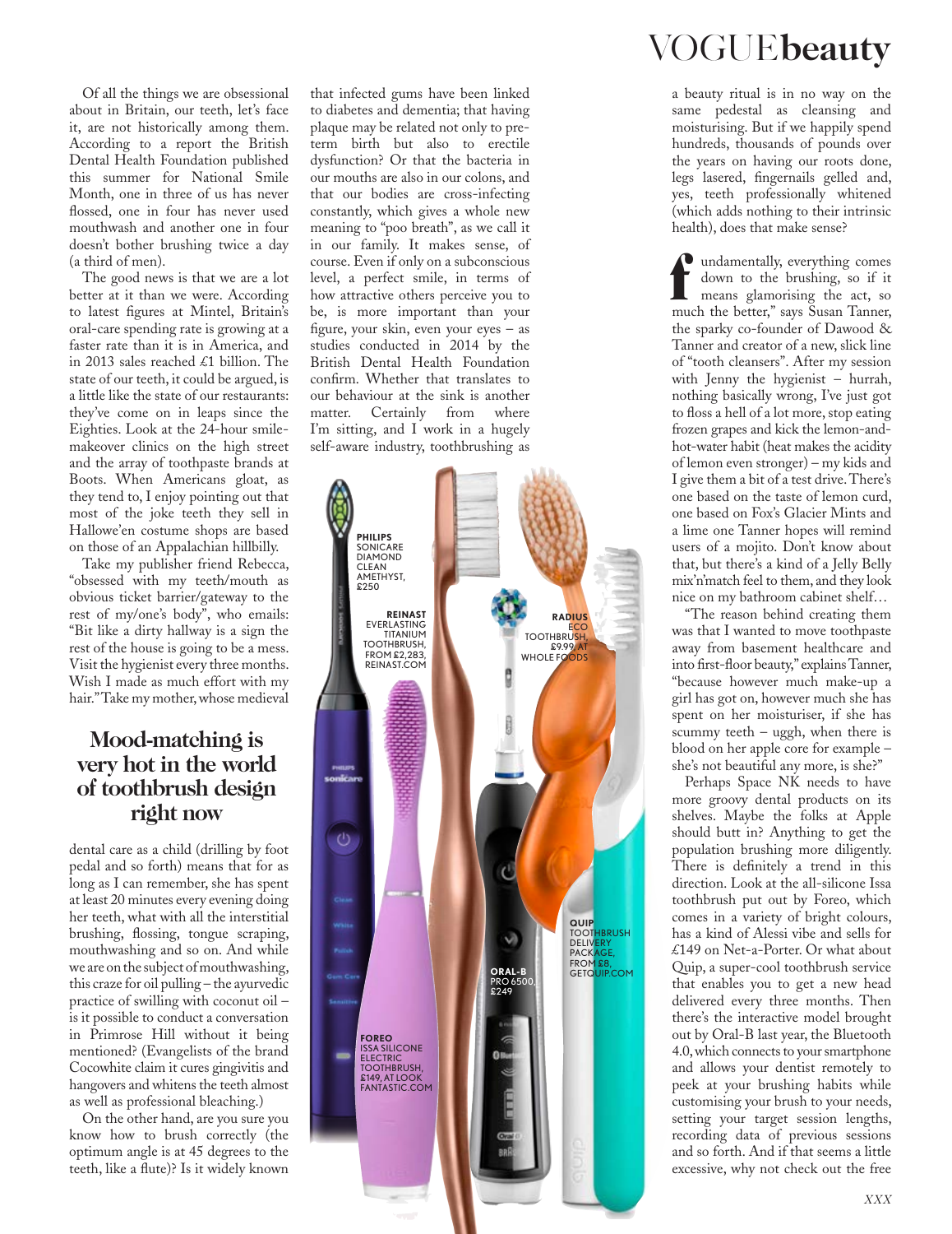Of all the things we are obsessional about in Britain, our teeth, let's face it, are not historically among them. According to a report the British Dental Health Foundation published this summer for National Smile Month, one in three of us has never flossed, one in four has never used mouthwash and another one in four doesn't bother brushing twice a day (a third of men).

The good news is that we are a lot better at it than we were. According to latest figures at Mintel, Britain's oral-care spending rate is growing at a faster rate than it is in America, and in 2013 sales reached £1 billion. The state of our teeth, it could be argued, is a little like the state of our restaurants: they've come on in leaps since the Eighties. Look at the 24-hour smile-makeover clinics on the high street and the array of toothpaste brands at Boots. When Americans gloat, as they tend to, I enjoy pointing out that most of the joke teeth they sell in Hallowe'en costume shops are based on those of an Appalachian hillbilly.

Take my publisher friend Rebecca, "obsessed with my teeth/mouth as obvious ticket barrier/gateway to the rest of my/one's body", who emails: "Bit like a dirty hallway is a sign the rest of the house is going to be a mess. Visit the hygienist every three months. Wish I made as much effort with my hair." Take my mother, whose medieval

## Mood-matching is very hot in the world of toothbrush design right now

dental care as a child (drilling by foot pedal and so forth) means that for as long as I can remember, she has spent at least 20 minutes every evening doing her teeth, what with all the interstitial brushing, flossing, tongue scraping, mouthwashing and so on. And while we are on the subject of mouthwashing, this craze for oil pulling – the ayurvedic practice of swilling with coconut oil – is it possible to conduct a conversation in Primrose Hill without it being mentioned? (Evangelists of the brand Cocowhite claim it cures gingivitis and hangovers and whitens the teeth almost as well as professional bleaching.)

On the other hand, are you sure you know how to brush correctly (the optimum angle is at 45 degrees to the teeth, like a flute)? Is it widely known that infected gums have been linked to diabetes and dementia; that having plaque may be related not only to pre-term birth but also to erectile dysfunction? Or that the bacteria in our mouths are also in our colons, and that our bodies are cross-infecting constantly, which gives a whole new meaning to "poo breath", as we call it in our family. It makes sense, of course. Even if only on a subconscious level, a perfect smile, in terms of how attractive others perceive you to be, is more important than your figure, your skin, even your eyes – as studies conducted in 2014 by the British Dental Health Foundation confirm. Whether that translates to our behaviour at the sink is another matter. Certainly from where I'm sitting, and I work in a hugely self-aware industry, toothbrushing as a beauty ritual is in no way on the same pedestal as cleansing and moisturising. But if we happily spend hundreds, thousands of pounds over the years on having our roots done, legs lasered, fingernails gelled and, yes, teeth professionally whitened (which adds nothing to their intrinsic health), does that make sense?

"Fundamentally, everything comes down to the brushing, so if it means glamorising the act, so much the better," says Susan Tanner, the sparky co-founder of Dawood & Tanner and creator of a new, slick line of "tooth cleansers". After my session with Jenny the hygienist – hurrah, nothing basically wrong, I've just got to floss a hell of a lot more, stop eating frozen grapes and kick the lemon-and-hot-water habit (heat makes the acidity of lemon even stronger) – my kids and I give them a bit of a test drive. There's one based on the taste of lemon curd, one based on Fox's Glacier Mints and a lime one Tanner hopes will remind users of a mojito. Don't know about that, but there's a kind of a Jelly Belly mix'n'match feel to them, and they look nice on my bathroom cabinet shelf…

"The reason behind creating them was that I wanted to move toothpaste away from basement healthcare and into first-floor beauty," explains Tanner, "because however much make-up a girl has got on, however much she has spent on her moisturiser, if she has scummy teeth – uggh, when there is blood on her apple core for example – she's not beautiful any more, is she?"

Perhaps Space NK needs to have more groovy dental products on its shelves. Maybe the folks at Apple should butt in? Anything to get the population brushing more diligently. There is definitely a trend in this direction. Look at the all-silicone Issa toothbrush put out by Foreo, which comes in a variety of bright colours, has a kind of Alessi vibe and sells for £149 on Net-a-Porter. Or what about Quip, a super-cool toothbrush service that enables you to get a new head delivered every three months. Then there's the interactive model brought out by Oral-B last year, the Bluetooth 4.0, which connects to your smartphone and allows your dentist remotely to peek at your brushing habits while customising your brush to your needs, setting your target session lengths, recording data of previous sessions and so forth. And if that seems a little excessive, why not check out the free

PHILIPS SONICARE DIAMOND CLEAN AMETHYST, £250

REINAST EVERLASTING TITANIUM TOOTHBRUSH, FROM £2,283, REINAST.COM

RADIUS ECO TOOTHBRUSH, £9.99, AT WHOLE FOODS

FOREO ISSA SILICONE ELECTRIC TOOTHBRUSH, £149, AT LOOK FANTASTIC.COM

ORAL-B PRO 6500, £249

QUIP TOOTHBRUSH DELIVERY PACKAGE, FROM £8, GETQUIP.COM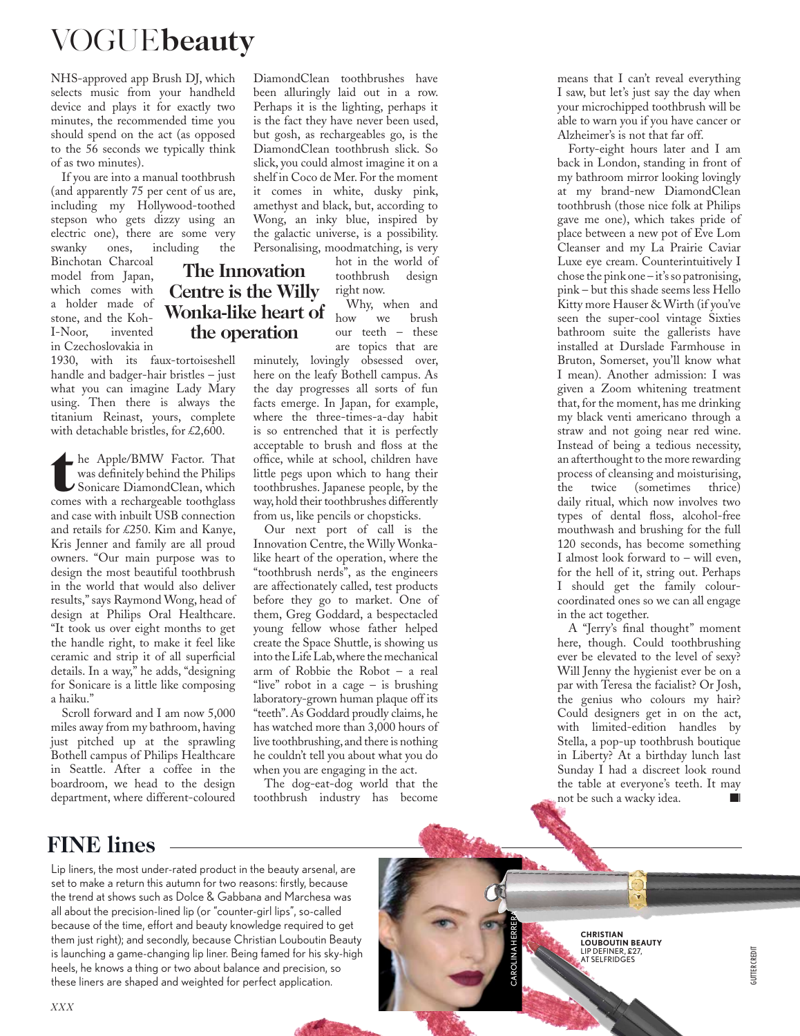NHS-approved app Brush DJ, which selects music from your handheld device and plays it for exactly two minutes, the recommended time you should spend on the act (as opposed to the 56 seconds we typically think of as two minutes).

If you are into a manual toothbrush (and apparently 75 per cent of us are, including my Hollywood-toothed stepson who gets dizzy using an electric one), there are some very swanky ones, including the Binchotan Charcoal model from Japan, which comes with a holder made of stone, and the Koh-I-Noor, invented in Czechoslovakia in 1930, with its faux-tortoiseshell handle and badger-hair bristles – just what you can imagine Lady Mary using. Then there is always the titanium Reinast, yours, complete with detachable bristles, for £2,600.

The Apple/BMW Factor. That was definitely behind the Philips Sonicare DiamondClean, which comes with a rechargeable toothglass and case with inbuilt USB connection and retails for £250. Kim and Kanye, Kris Jenner and family are all proud owners. "Our main purpose was to design the most beautiful toothbrush in the world that would also deliver results," says Raymond Wong, head of design at Philips Oral Healthcare. "It took us over eight months to get the handle right, to make it feel like ceramic and strip it of all superficial details. In a way," he adds, "designing for Sonicare is a little like composing a haiku."

Scroll forward and I am now 5,000 miles away from my bathroom, having just pitched up at the sprawling Bothell campus of Philips Healthcare in Seattle. After a coffee in the boardroom, we head to the design department, where different-coloured DiamondClean toothbrushes have been alluringly laid out in a row. Perhaps it is the lighting, perhaps it is the fact they have never been used, but gosh, as rechargeables go, is the DiamondClean toothbrush slick. So slick, you could almost imagine it on a shelf in Coco de Mer. For the moment it comes in white, dusky pink, amethyst and black, but, according to Wong, an inky blue, inspired by the galactic universe, is a possibility. Personalising, moodmatching, is very hot in the world of toothbrush design right now.

**The Innovation Centre is the Willy Wonka-like heart of the operation**

Why, when and how we brush our teeth – these are topics that are minutely, lovingly obsessed over, here on the leafy Bothell campus. As the day progresses all sorts of fun facts emerge. In Japan, for example, where the three-times-a-day habit is so entrenched that it is perfectly acceptable to brush and floss at the office, while at school, children have little pegs upon which to hang their toothbrushes. Japanese people, by the way, hold their toothbrushes differently from us, like pencils or chopsticks.

Our next port of call is the Innovation Centre, the Willy Wonka-like heart of the operation, where the "toothbrush nerds", as the engineers are affectionately called, test products before they go to market. One of them, Greg Goddard, a bespectacled young fellow whose father helped create the Space Shuttle, is showing us into the Life Lab, where the mechanical arm of Robbie the Robot – a real "live" robot in a cage – is brushing laboratory-grown human plaque off its "teeth". As Goddard proudly claims, he has watched more than 3,000 hours of live toothbrushing, and there is nothing he couldn't tell you about what you do when you are engaging in the act.

The dog-eat-dog world that the toothbrush industry has become means that I can't reveal everything I saw, but let's just say the day when your microchipped toothbrush will be able to warn you if you have cancer or Alzheimer's is not that far off.

Forty-eight hours later and I am back in London, standing in front of my bathroom mirror looking lovingly at my brand-new DiamondClean toothbrush (those nice folk at Philips gave me one), which takes pride of place between a new pot of Eve Lom Cleanser and my La Prairie Caviar Luxe eye cream. Counterintuitively I chose the pink one – it's so patronising, pink – but this shade seems less Hello Kitty more Hauser & Wirth (if you've seen the super-cool vintage Sixties bathroom suite the gallerists have installed at Durslade Farmhouse in Bruton, Somerset, you'll know what I mean). Another admission: I was given a Zoom whitening treatment that, for the moment, has me drinking my black venti americano through a straw and not going near red wine. Instead of being a tedious necessity, an afterthought to the more rewarding process of cleansing and moisturising, the twice (sometimes thrice) daily ritual, which now involves two types of dental floss, alcohol-free mouthwash and brushing for the full 120 seconds, has become something I almost look forward to – will even, for the hell of it, string out. Perhaps I should get the family colour-coordinated ones so we can all engage in the act together.

A "Jerry's final thought" moment here, though. Could toothbrushing ever be elevated to the level of sexy? Will Jenny the hygienist ever be on a par with Teresa the facialist? Or Josh, the genius who colours my hair? Could designers get in on the act, with limited-edition handles by Stella, a pop-up toothbrush boutique in Liberty? At a birthday lunch last Sunday I had a discreet look round the table at everyone's teeth. It may not be such a wacky idea. ■

## FINE lines

Lip liners, the most under-rated product in the beauty arsenal, are set to make a return this autumn for two reasons: firstly, because the trend at shows such as Dolce & Gabbana and Marchesa was all about the precision-lined lip (or "counter-girl lips", so-called because of the time, effort and beauty knowledge required to get them just right); and secondly, because Christian Louboutin Beauty is launching a game-changing lip liner. Being famed for his sky-high heels, he knows a thing or two about balance and precision, so these liners are shaped and weighted for perfect application.

CAROLINA HERRERA

**CHRISTIAN LOUBOUTIN BEAUTY** LIP DEFINER, £27, AT SELFRIDGES